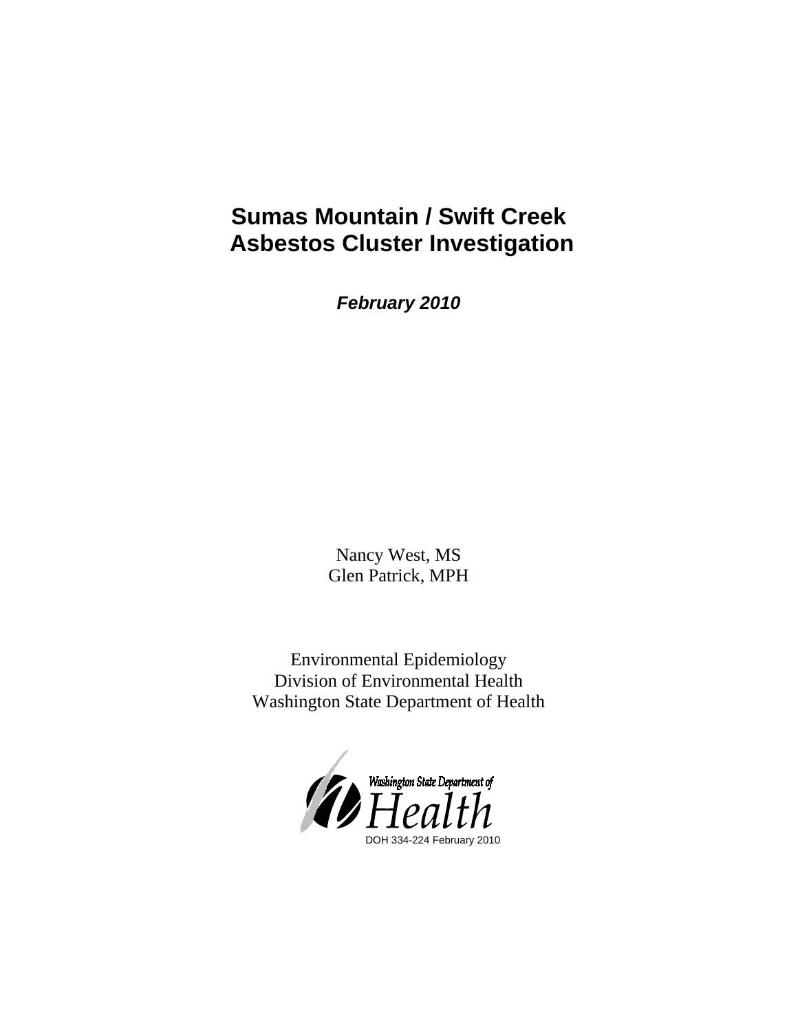# Sumas Mountain / Swift Creek Asbestos Cluster Investigation

***February 2010***

Nancy West, MS
Glen Patrick, MPH

Environmental Epidemiology
Division of Environmental Health
Washington State Department of Health

Washington State Department of Health

DOH 334-224 February 2010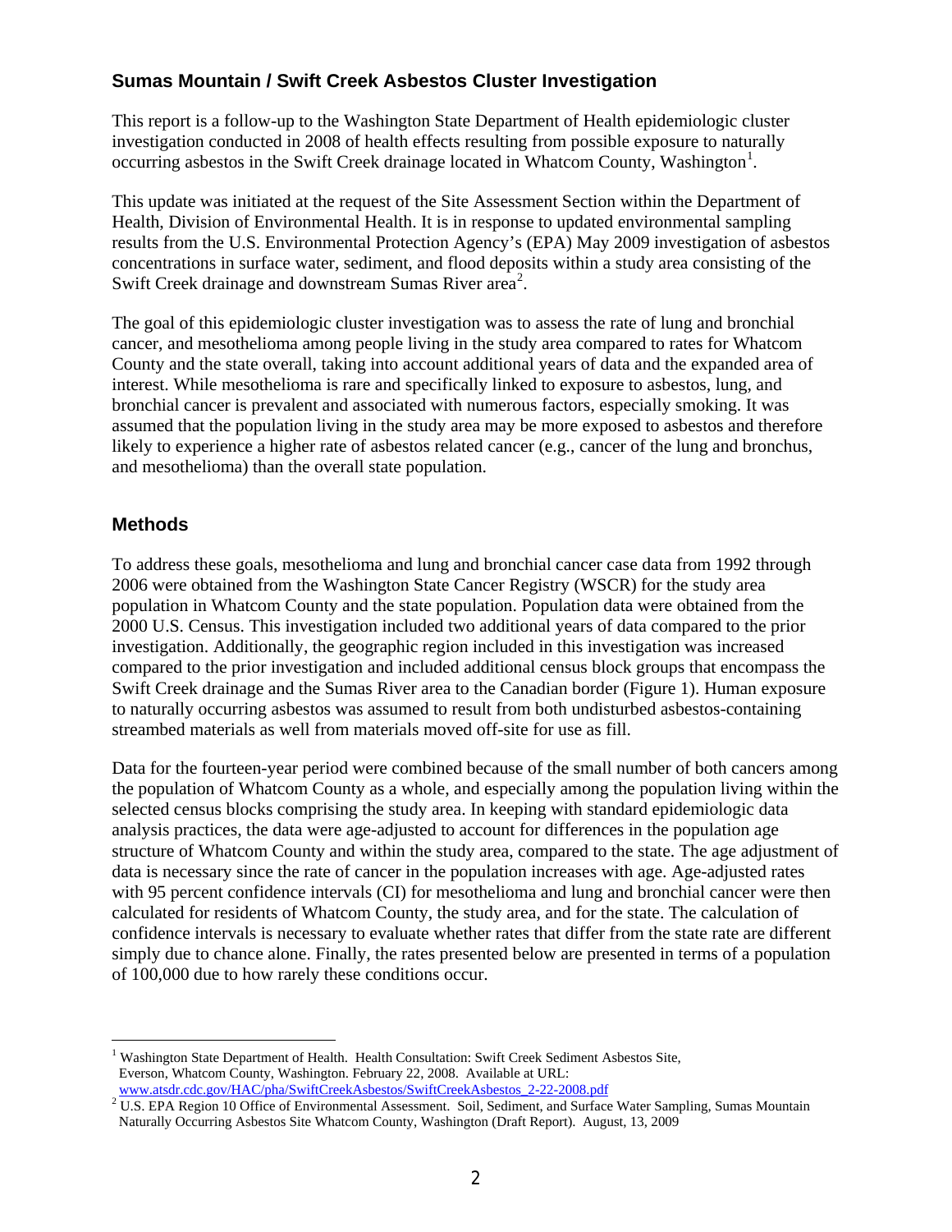## Sumas Mountain / Swift Creek Asbestos Cluster Investigation

This report is a follow-up to the Washington State Department of Health epidemiologic cluster investigation conducted in 2008 of health effects resulting from possible exposure to naturally occurring asbestos in the Swift Creek drainage located in Whatcom County, Washington[1].

This update was initiated at the request of the Site Assessment Section within the Department of Health, Division of Environmental Health. It is in response to updated environmental sampling results from the U.S. Environmental Protection Agency's (EPA) May 2009 investigation of asbestos concentrations in surface water, sediment, and flood deposits within a study area consisting of the Swift Creek drainage and downstream Sumas River area[2].

The goal of this epidemiologic cluster investigation was to assess the rate of lung and bronchial cancer, and mesothelioma among people living in the study area compared to rates for Whatcom County and the state overall, taking into account additional years of data and the expanded area of interest. While mesothelioma is rare and specifically linked to exposure to asbestos, lung, and bronchial cancer is prevalent and associated with numerous factors, especially smoking. It was assumed that the population living in the study area may be more exposed to asbestos and therefore likely to experience a higher rate of asbestos related cancer (e.g., cancer of the lung and bronchus, and mesothelioma) than the overall state population.

## Methods

To address these goals, mesothelioma and lung and bronchial cancer case data from 1992 through 2006 were obtained from the Washington State Cancer Registry (WSCR) for the study area population in Whatcom County and the state population. Population data were obtained from the 2000 U.S. Census. This investigation included two additional years of data compared to the prior investigation. Additionally, the geographic region included in this investigation was increased compared to the prior investigation and included additional census block groups that encompass the Swift Creek drainage and the Sumas River area to the Canadian border (Figure 1). Human exposure to naturally occurring asbestos was assumed to result from both undisturbed asbestos-containing streambed materials as well from materials moved off-site for use as fill.

Data for the fourteen-year period were combined because of the small number of both cancers among the population of Whatcom County as a whole, and especially among the population living within the selected census blocks comprising the study area. In keeping with standard epidemiologic data analysis practices, the data were age-adjusted to account for differences in the population age structure of Whatcom County and within the study area, compared to the state. The age adjustment of data is necessary since the rate of cancer in the population increases with age. Age-adjusted rates with 95 percent confidence intervals (CI) for mesothelioma and lung and bronchial cancer were then calculated for residents of Whatcom County, the study area, and for the state. The calculation of confidence intervals is necessary to evaluate whether rates that differ from the state rate are different simply due to chance alone. Finally, the rates presented below are presented in terms of a population of 100,000 due to how rarely these conditions occur.

---

[1] Washington State Department of Health. Health Consultation: Swift Creek Sediment Asbestos Site, Everson, Whatcom County, Washington. February 22, 2008. Available at URL: www.atsdr.cdc.gov/HAC/pha/SwiftCreekAsbestos/SwiftCreekAsbestos_2-22-2008.pdf

[2] U.S. EPA Region 10 Office of Environmental Assessment. Soil, Sediment, and Surface Water Sampling, Sumas Mountain Naturally Occurring Asbestos Site Whatcom County, Washington (Draft Report). August, 13, 2009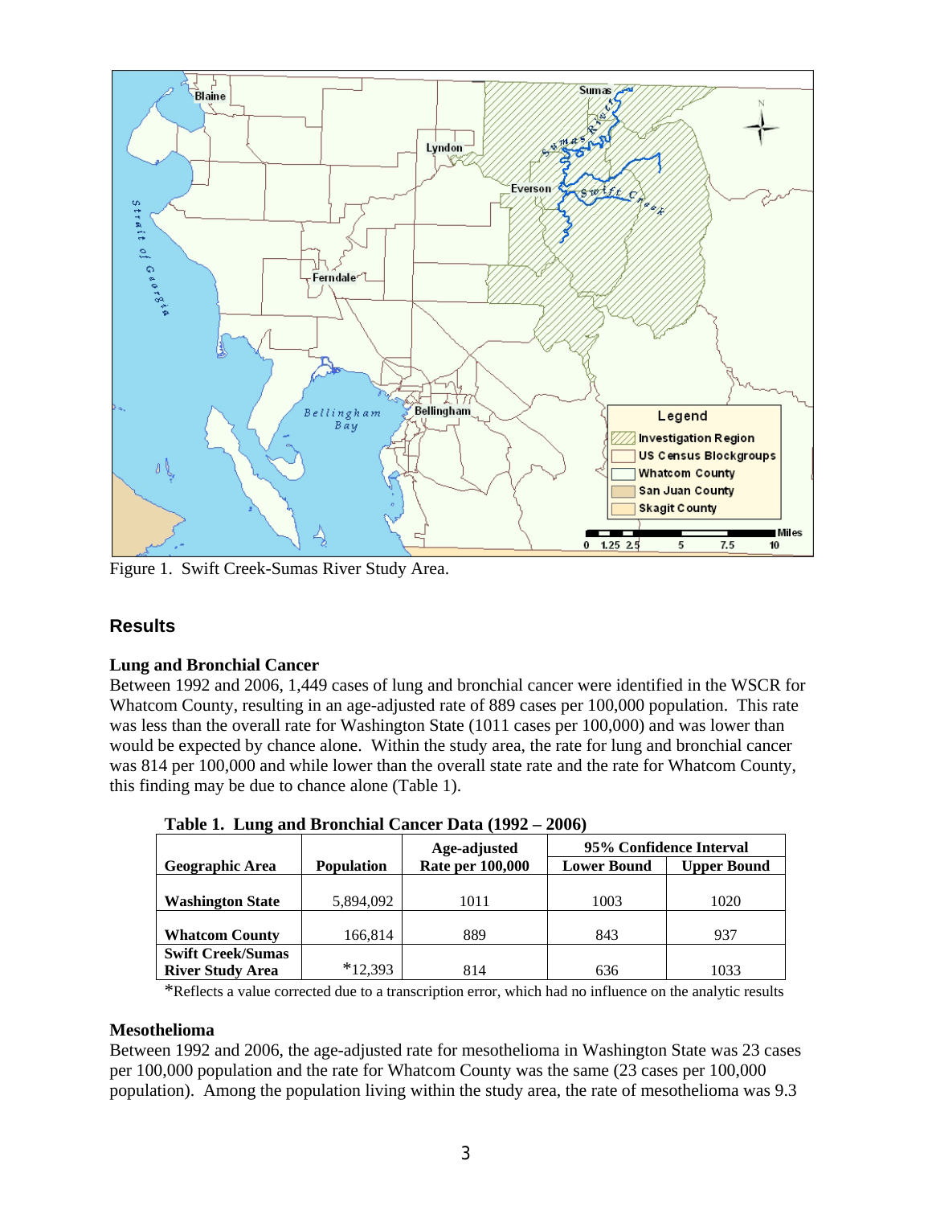Figure 1. Swift Creek-Sumas River Study Area.

## Results

### Lung and Bronchial Cancer

Between 1992 and 2006, 1,449 cases of lung and bronchial cancer were identified in the WSCR for Whatcom County, resulting in an age-adjusted rate of 889 cases per 100,000 population. This rate was less than the overall rate for Washington State (1011 cases per 100,000) and was lower than would be expected by chance alone. Within the study area, the rate for lung and bronchial cancer was 814 per 100,000 and while lower than the overall state rate and the rate for Whatcom County, this finding may be due to chance alone (Table 1).

**Table 1. Lung and Bronchial Cancer Data (1992 – 2006)**

| Geographic Area | Population | Age-adjusted Rate per 100,000 | 95% Confidence Interval | |
|---|---|---|---|---|
| | | | Lower Bound | Upper Bound |
| **Washington State** | 5,894,092 | 1011 | 1003 | 1020 |
| **Whatcom County** | 166,814 | 889 | 843 | 937 |
| **Swift Creek/Sumas River Study Area** | *12,393 | 814 | 636 | 1033 |

*Reflects a value corrected due to a transcription error, which had no influence on the analytic results

### Mesothelioma

Between 1992 and 2006, the age-adjusted rate for mesothelioma in Washington State was 23 cases per 100,000 population and the rate for Whatcom County was the same (23 cases per 100,000 population). Among the population living within the study area, the rate of mesothelioma was 9.3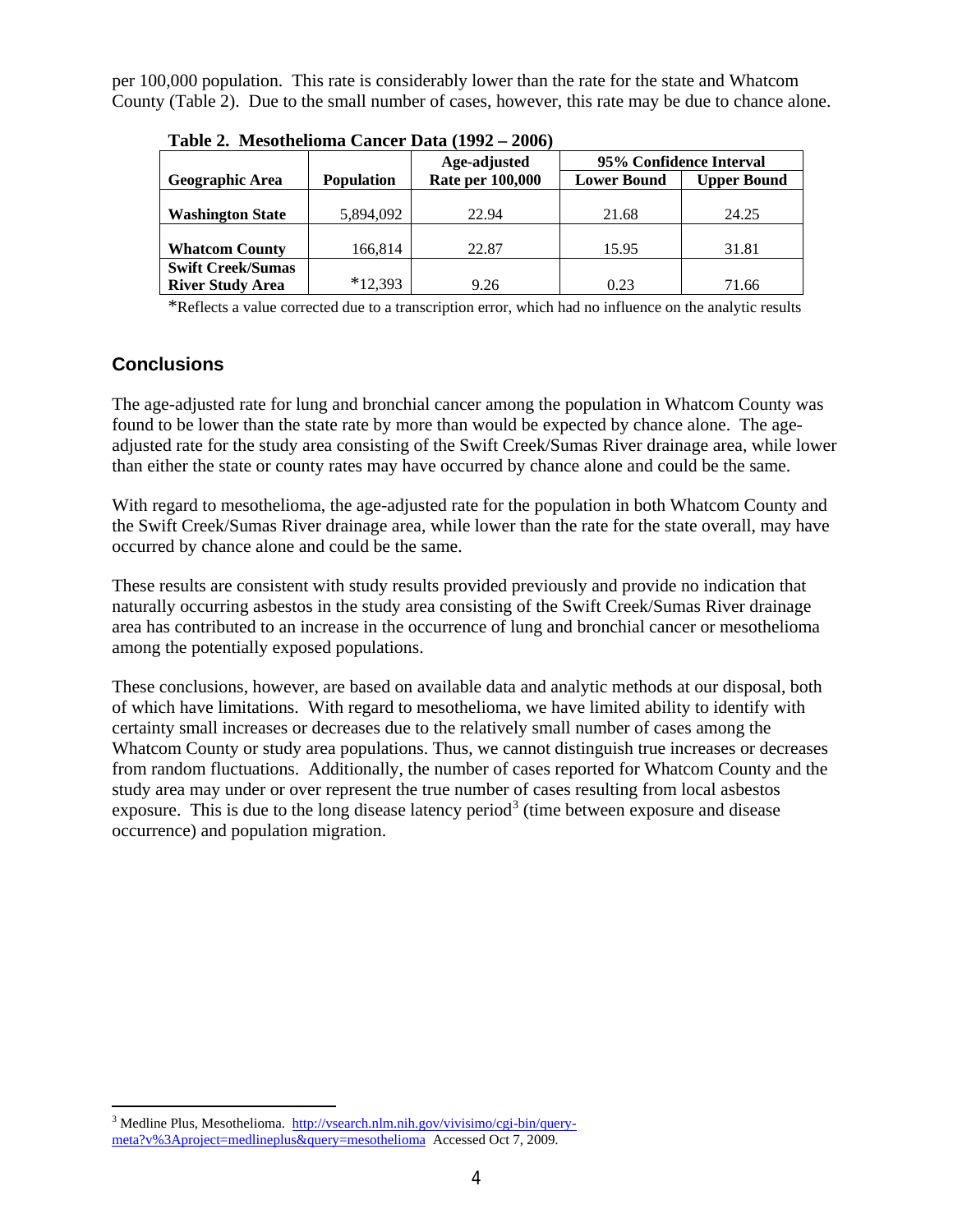per 100,000 population. This rate is considerably lower than the rate for the state and Whatcom County (Table 2). Due to the small number of cases, however, this rate may be due to chance alone.

**Table 2. Mesothelioma Cancer Data (1992 – 2006)**

| Geographic Area | Population | Age-adjusted Rate per 100,000 | 95% Confidence Interval | |
|---|---|---|---|---|
| | | | Lower Bound | Upper Bound |
| **Washington State** | 5,894,092 | 22.94 | 21.68 | 24.25 |
| **Whatcom County** | 166,814 | 22.87 | 15.95 | 31.81 |
| **Swift Creek/Sumas River Study Area** | *12,393 | 9.26 | 0.23 | 71.66 |

*Reflects a value corrected due to a transcription error, which had no influence on the analytic results

## Conclusions

The age-adjusted rate for lung and bronchial cancer among the population in Whatcom County was found to be lower than the state rate by more than would be expected by chance alone. The age-adjusted rate for the study area consisting of the Swift Creek/Sumas River drainage area, while lower than either the state or county rates may have occurred by chance alone and could be the same.

With regard to mesothelioma, the age-adjusted rate for the population in both Whatcom County and the Swift Creek/Sumas River drainage area, while lower than the rate for the state overall, may have occurred by chance alone and could be the same.

These results are consistent with study results provided previously and provide no indication that naturally occurring asbestos in the study area consisting of the Swift Creek/Sumas River drainage area has contributed to an increase in the occurrence of lung and bronchial cancer or mesothelioma among the potentially exposed populations.

These conclusions, however, are based on available data and analytic methods at our disposal, both of which have limitations. With regard to mesothelioma, we have limited ability to identify with certainty small increases or decreases due to the relatively small number of cases among the Whatcom County or study area populations. Thus, we cannot distinguish true increases or decreases from random fluctuations. Additionally, the number of cases reported for Whatcom County and the study area may under or over represent the true number of cases resulting from local asbestos exposure. This is due to the long disease latency period[3] (time between exposure and disease occurrence) and population migration.

[3] Medline Plus, Mesothelioma. http://vsearch.nlm.nih.gov/vivisimo/cgi-bin/query-meta?v%3Aproject=medlineplus&query=mesothelioma Accessed Oct 7, 2009.